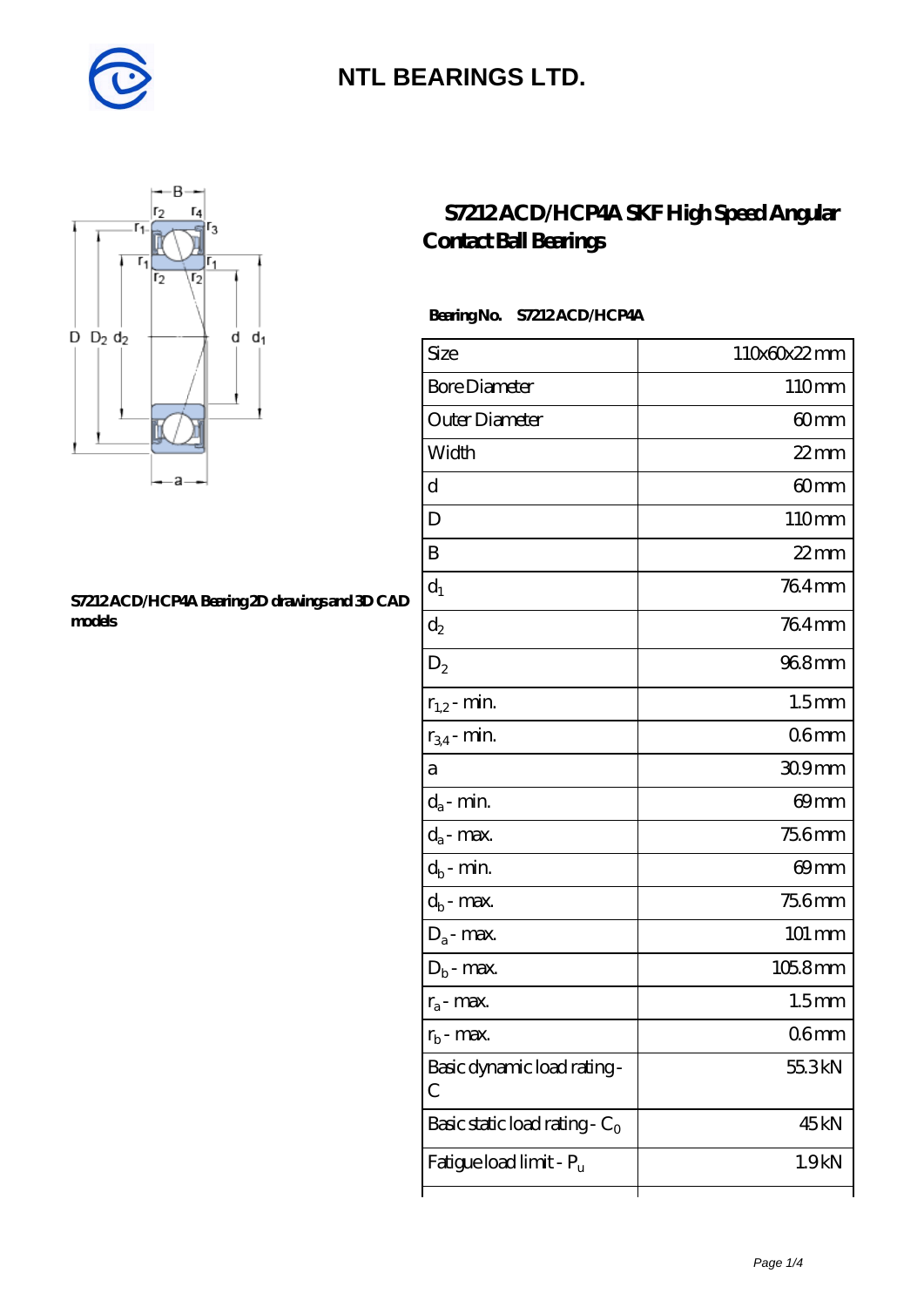# NTL BEARINGS LTD.

## S7212 ACD/HCP4A SKF High Speed Angular Contact Ball Bearings

**S7212 ACD/HCP4A Bearing 2D drawings and 3D CAD models**

**Bearing No.** S7212 ACD/HCP4A

| | |
|---|---|
| Size | 110x60x22 mm |
| Bore Diameter | 110 mm |
| Outer Diameter | 60 mm |
| Width | 22 mm |
| d | 60 mm |
| D | 110 mm |
| B | 22 mm |
| $d_1$ | 76.4 mm |
| $d_2$ | 76.4 mm |
| $D_2$ | 96.8 mm |
| $r_{1,2}$ - min. | 1.5 mm |
| $r_{3,4}$ - min. | 0.6 mm |
| a | 30.9 mm |
| $d_a$ - min. | 69 mm |
| $d_a$ - max. | 75.6 mm |
| $d_b$ - min. | 69 mm |
| $d_b$ - max. | 75.6 mm |
| $D_a$ - max. | 101 mm |
| $D_b$ - max. | 105.8 mm |
| $r_a$ - max. | 1.5 mm |
| $r_b$ - max. | 0.6 mm |
| Basic dynamic load rating - C | 55.3 kN |
| Basic static load rating - $C_0$ | 45 kN |
| Fatigue load limit - $P_u$ | 1.9 kN |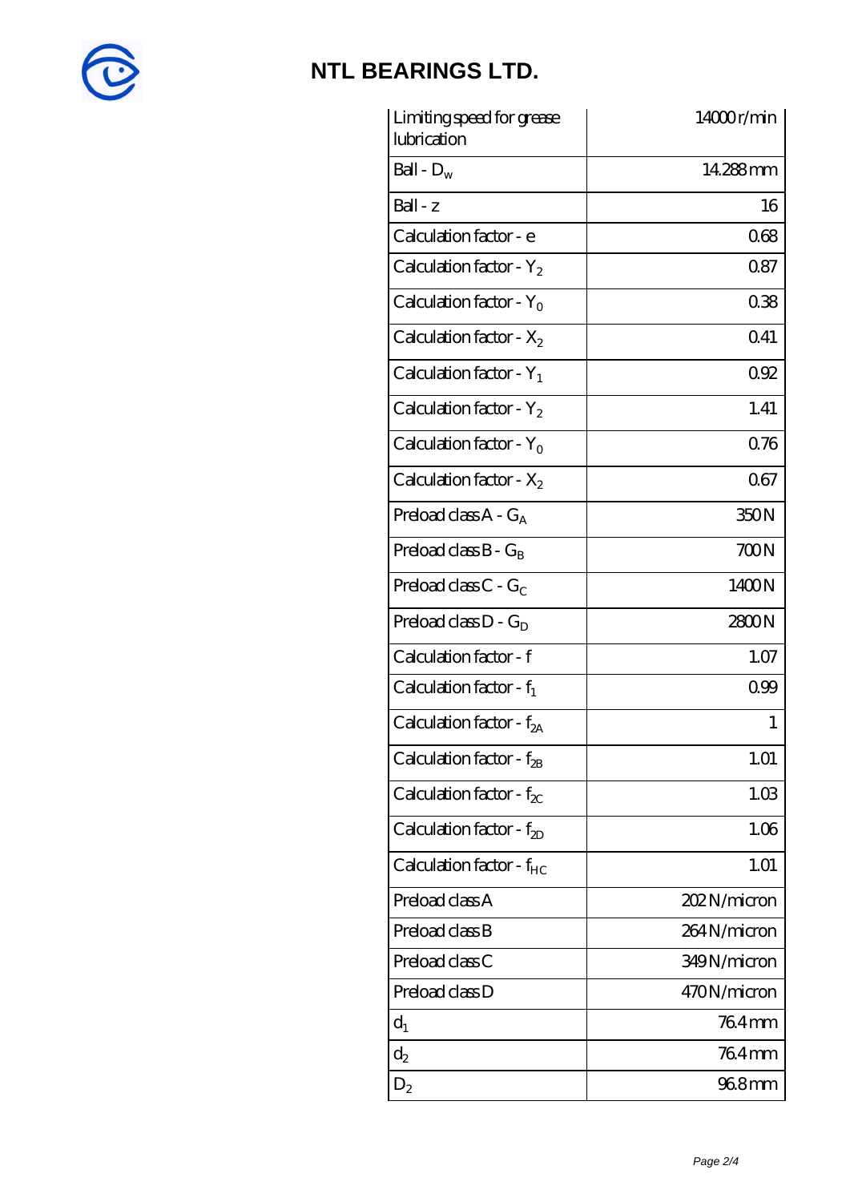| Limiting speed for grease lubrication | 14000 r/min |
| --- | --- |
| Ball - $D_w$ | 14.288 mm |
| Ball - z | 16 |
| Calculation factor - e | 0.68 |
| Calculation factor - $Y_2$ | 0.87 |
| Calculation factor - $Y_0$ | 0.38 |
| Calculation factor - $X_2$ | 0.41 |
| Calculation factor - $Y_1$ | 0.92 |
| Calculation factor - $Y_2$ | 1.41 |
| Calculation factor - $Y_0$ | 0.76 |
| Calculation factor - $X_2$ | 0.67 |
| Preload class A - $G_A$ | 350 N |
| Preload class B - $G_B$ | 700 N |
| Preload class C - $G_C$ | 1400 N |
| Preload class D - $G_D$ | 2800 N |
| Calculation factor - f | 1.07 |
| Calculation factor - $f_1$ | 0.99 |
| Calculation factor - $f_{2A}$ | 1 |
| Calculation factor - $f_{2B}$ | 1.01 |
| Calculation factor - $f_{2C}$ | 1.03 |
| Calculation factor - $f_{2D}$ | 1.06 |
| Calculation factor - $f_{HC}$ | 1.01 |
| Preload class A | 202 N/micron |
| Preload class B | 264 N/micron |
| Preload class C | 349 N/micron |
| Preload class D | 470 N/micron |
| $d_1$ | 76.4 mm |
| $d_2$ | 76.4 mm |
| $D_2$ | 96.8 mm |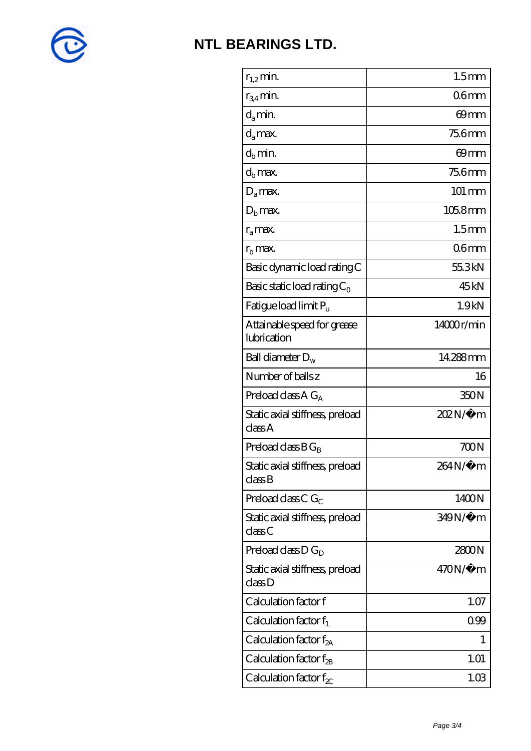# NTL BEARINGS LTD.

| | |
|---|---|
| $r_{1,2}$ min. | 1.5 mm |
| $r_{3,4}$ min. | 0.6 mm |
| $d_a$ min. | 69 mm |
| $d_a$ max. | 75.6 mm |
| $d_b$ min. | 69 mm |
| $d_b$ max. | 75.6 mm |
| $D_a$ max. | 101 mm |
| $D_b$ max. | 105.8 mm |
| $r_a$ max. | 1.5 mm |
| $r_b$ max. | 0.6 mm |
| Basic dynamic load rating C | 55.3 kN |
| Basic static load rating $C_0$ | 45 kN |
| Fatigue load limit $P_u$ | 1.9 kN |
| Attainable speed for grease lubrication | 14000 r/min |
| Ball diameter $D_w$ | 14.288 mm |
| Number of balls z | 16 |
| Preload class A $G_A$ | 350 N |
| Static axial stiffness, preload class A | 202 N/µm |
| Preload class B $G_B$ | 700 N |
| Static axial stiffness, preload class B | 264 N/µm |
| Preload class C $G_C$ | 1400 N |
| Static axial stiffness, preload class C | 349 N/µm |
| Preload class D $G_D$ | 2800 N |
| Static axial stiffness, preload class D | 470 N/µm |
| Calculation factor f | 1.07 |
| Calculation factor $f_1$ | 0.99 |
| Calculation factor $f_{2A}$ | 1 |
| Calculation factor $f_{2B}$ | 1.01 |
| Calculation factor $f_{2C}$ | 1.03 |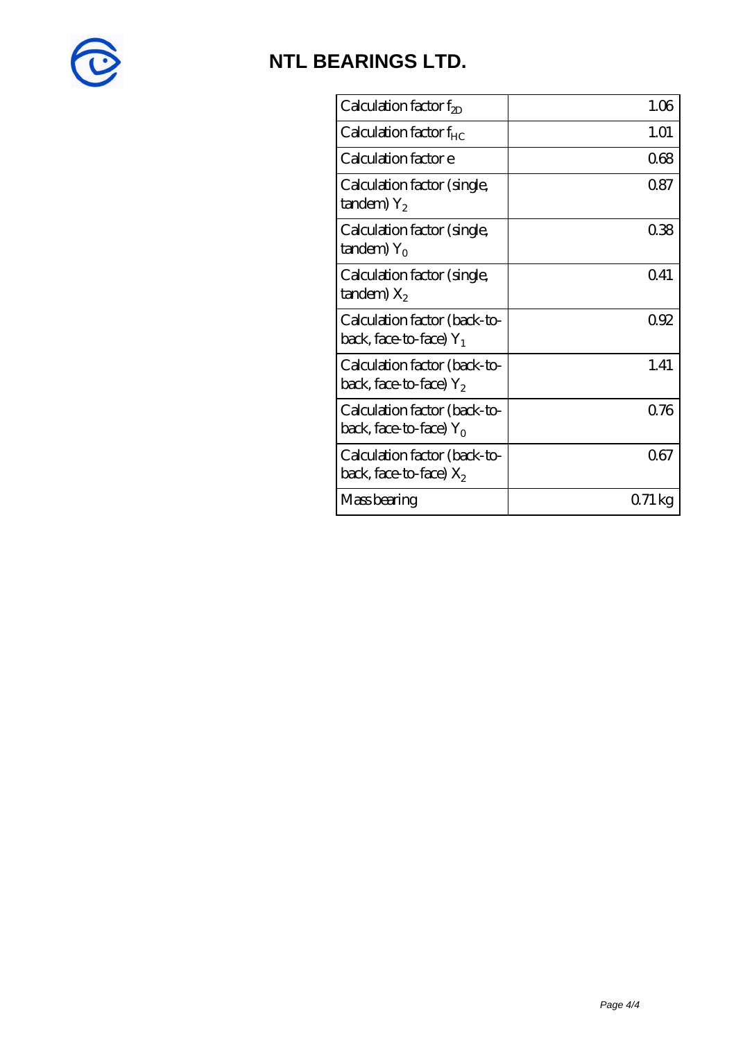# NTL BEARINGS LTD.

| | |
|---|---|
| Calculation factor $f_{2D}$ | 1.06 |
| Calculation factor $f_{HC}$ | 1.01 |
| Calculation factor e | 0.68 |
| Calculation factor (single, tandem) $Y_2$ | 0.87 |
| Calculation factor (single, tandem) $Y_0$ | 0.38 |
| Calculation factor (single, tandem) $X_2$ | 0.41 |
| Calculation factor (back-to-back, face-to-face) $Y_1$ | 0.92 |
| Calculation factor (back-to-back, face-to-face) $Y_2$ | 1.41 |
| Calculation factor (back-to-back, face-to-face) $Y_0$ | 0.76 |
| Calculation factor (back-to-back, face-to-face) $X_2$ | 0.67 |
| Mass bearing | 0.71 kg |